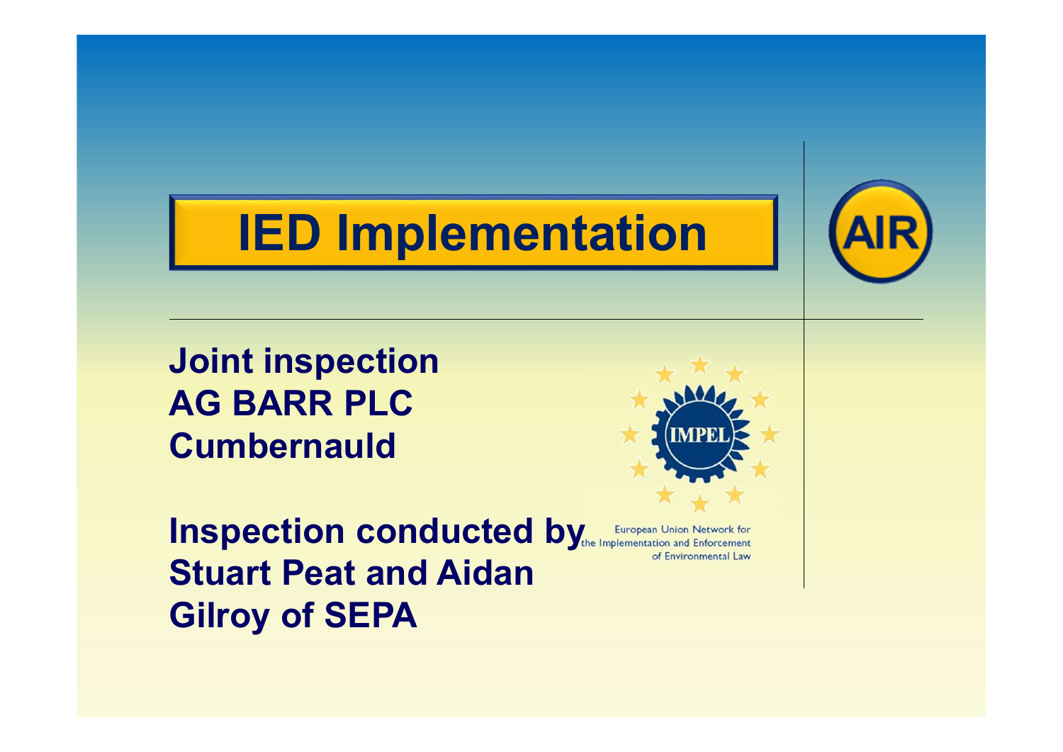# IED Implementation

AIR

**Joint inspection**
**AG BARR PLC**
**Cumbernauld**

**Inspection conducted by Stuart Peat and Aidan Gilroy of SEPA**

IMPEL

European Union Network for the Implementation and Enforcement of Environmental Law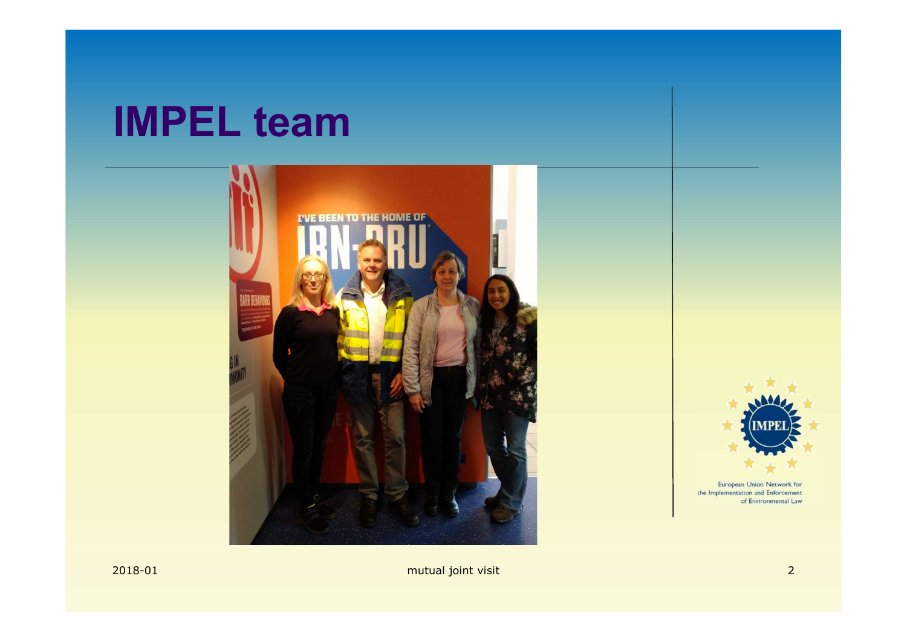# IMPEL team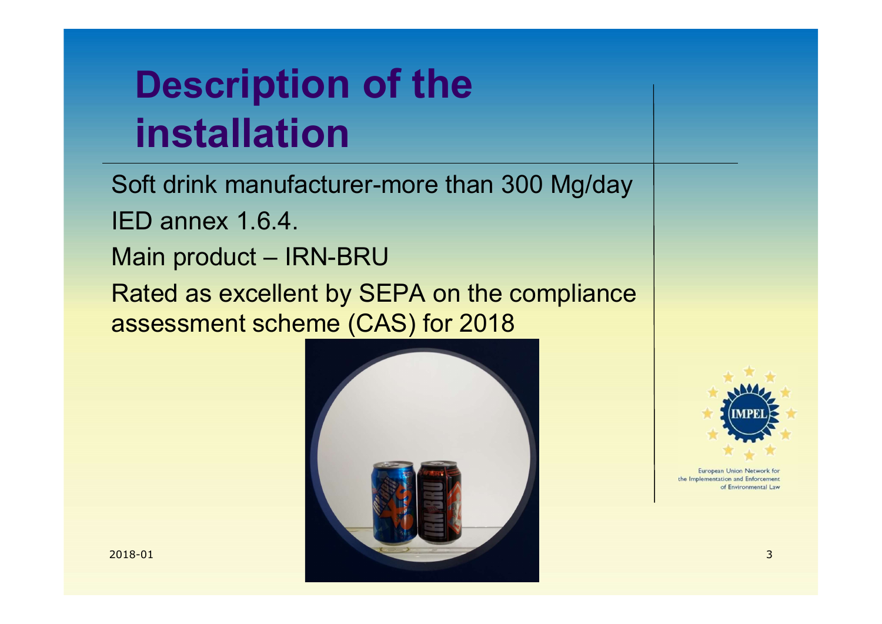# Description of the installation

Soft drink manufacturer-more than 300 Mg/day

IED annex 1.6.4.

Main product – IRN-BRU

Rated as excellent by SEPA on the compliance assessment scheme (CAS) for 2018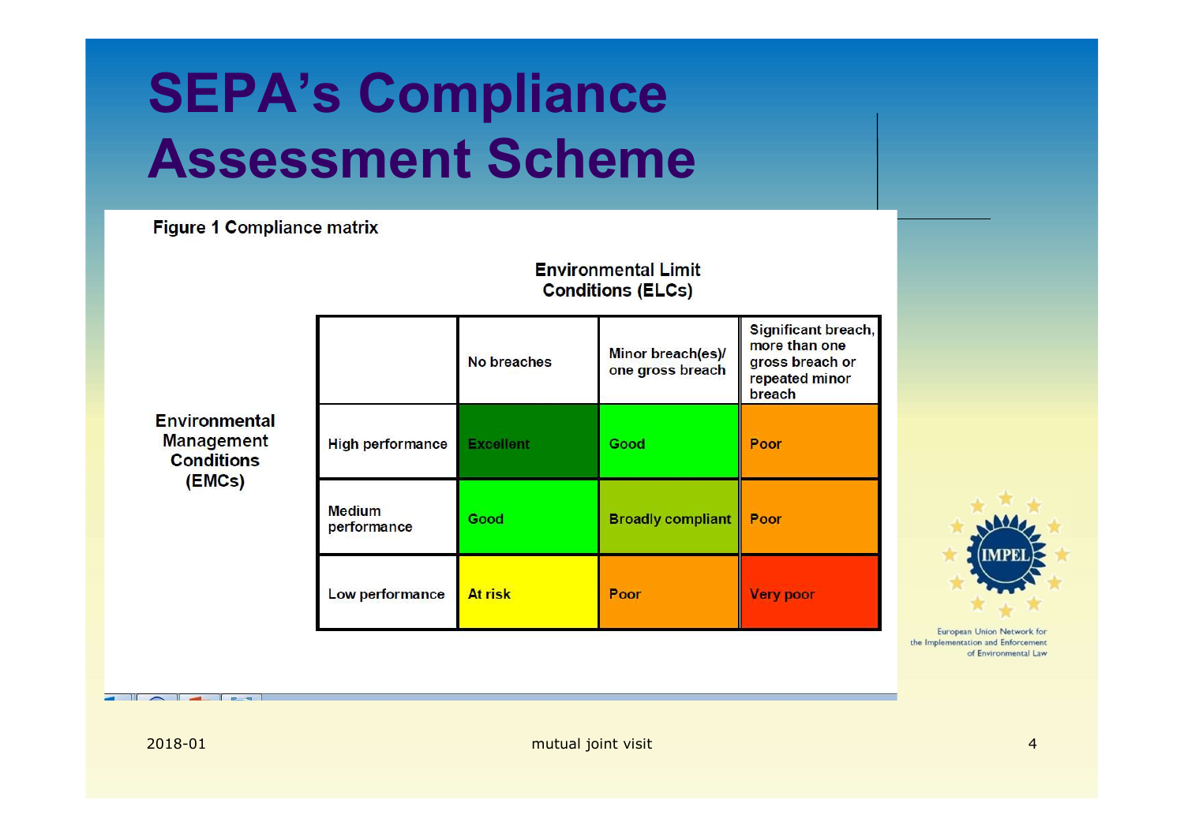# SEPA's Compliance Assessment Scheme

**Figure 1 Compliance matrix**

| Environmental Management Conditions (EMCs) \ Environmental Limit Conditions (ELCs) | No breaches | Minor breach(es)/ one gross breach | Significant breach, more than one gross breach or repeated minor breach |
|---|---|---|---|
| High performance | Excellent | Good | Poor |
| Medium performance | Good | Broadly compliant | Poor |
| Low performance | At risk | Poor | Very poor |

European Union Network for the Implementation and Enforcement of Environmental Law

2018-01 mutual joint visit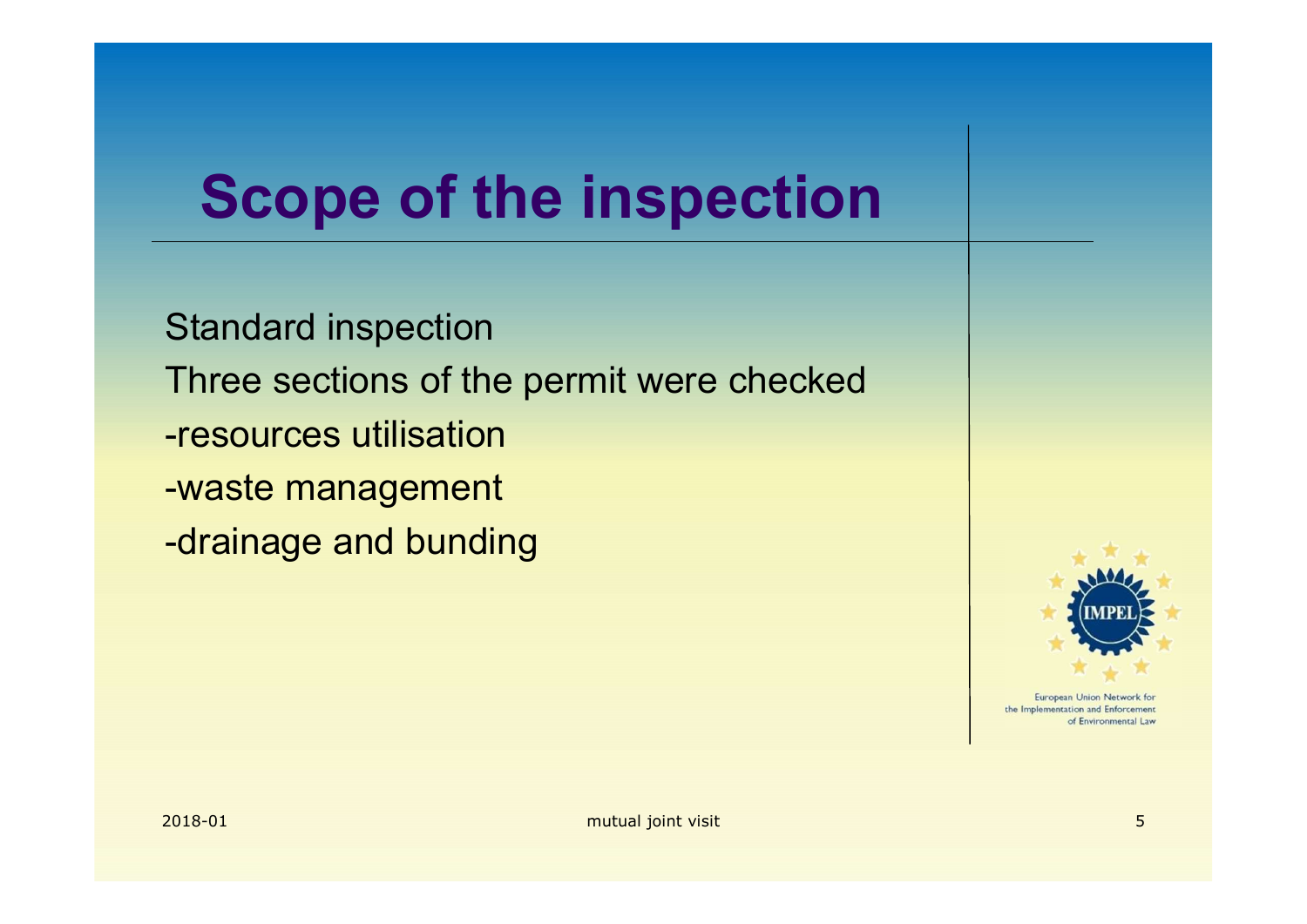# Scope of the inspection

Standard inspection

Three sections of the permit were checked

-resources utilisation

-waste management

-drainage and bunding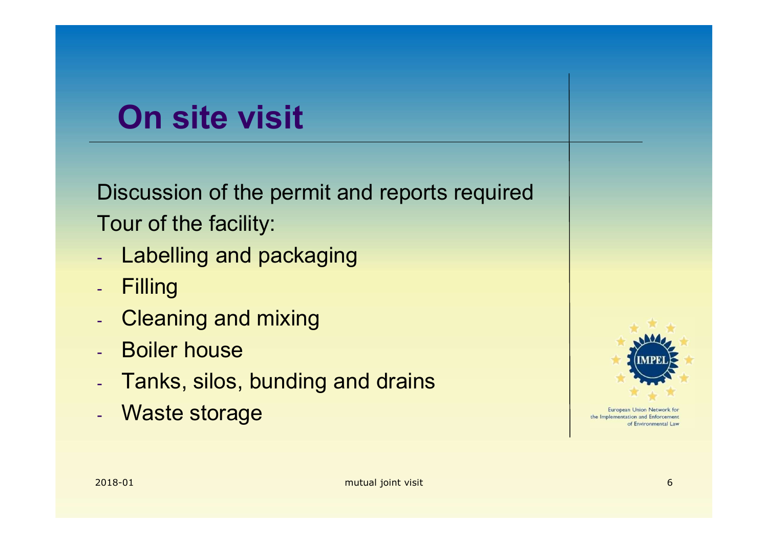# On site visit

Discussion of the permit and reports required

Tour of the facility:

- Labelling and packaging
- Filling
- Cleaning and mixing
- Boiler house
- Tanks, silos, bunding and drains
- Waste storage

European Union Network for the Implementation and Enforcement of Environmental Law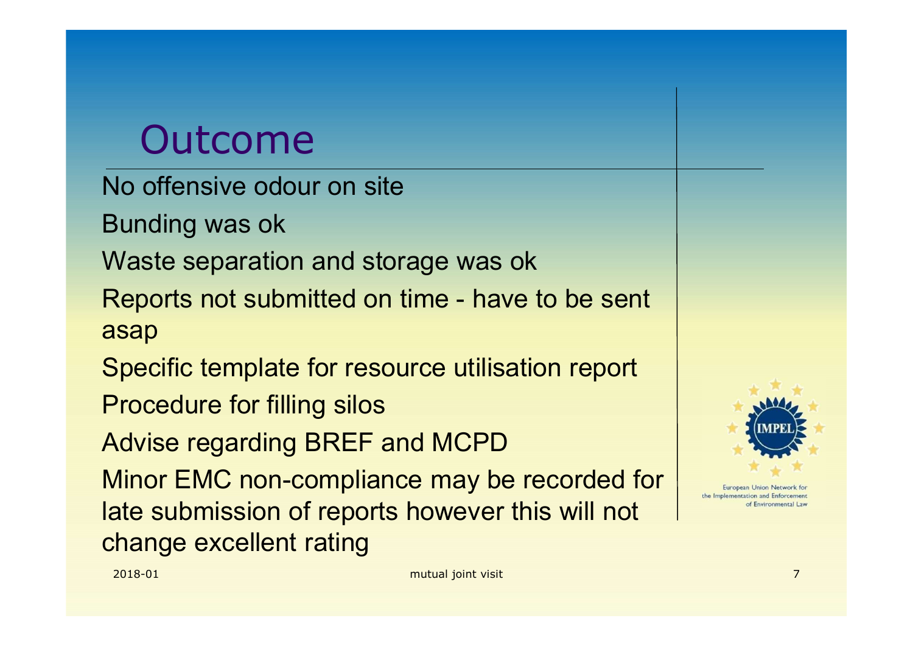# Outcome

No offensive odour on site

Bunding was ok

Waste separation and storage was ok

Reports not submitted on time - have to be sent asap

Specific template for resource utilisation report

Procedure for filling silos

Advise regarding BREF and MCPD

Minor EMC non-compliance may be recorded for late submission of reports however this will not change excellent rating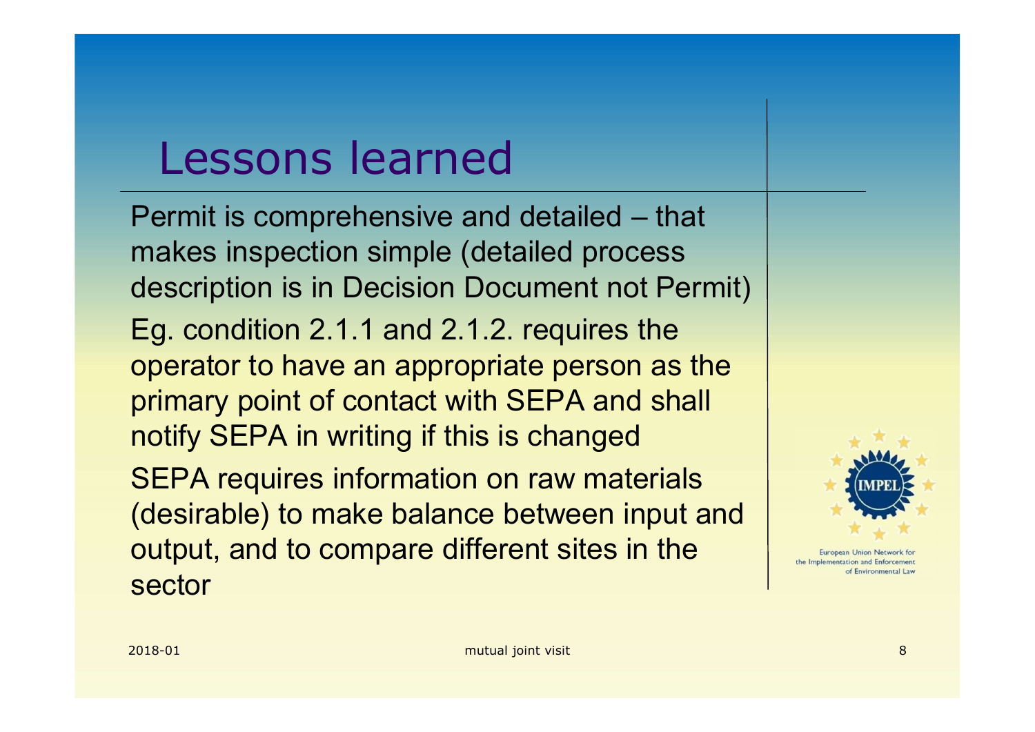# Lessons learned

Permit is comprehensive and detailed – that makes inspection simple (detailed process description is in Decision Document not Permit)

Eg. condition 2.1.1 and 2.1.2. requires the operator to have an appropriate person as the primary point of contact with SEPA and shall notify SEPA in writing if this is changed

SEPA requires information on raw materials (desirable) to make balance between input and output, and to compare different sites in the sector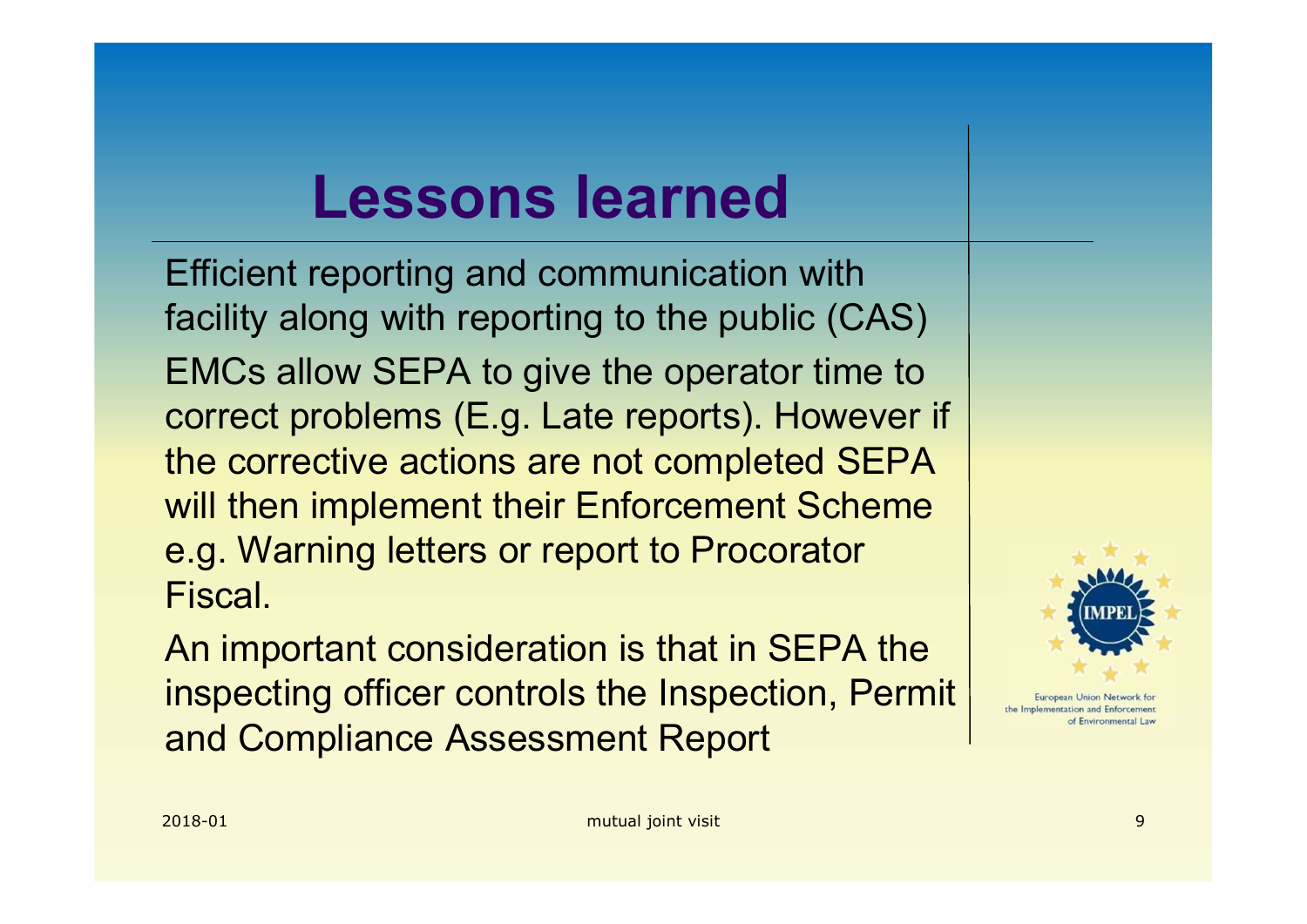# Lessons learned

Efficient reporting and communication with facility along with reporting to the public (CAS)

EMCs allow SEPA to give the operator time to correct problems (E.g. Late reports). However if the corrective actions are not completed SEPA will then implement their Enforcement Scheme e.g. Warning letters or report to Procorator Fiscal.

An important consideration is that in SEPA the inspecting officer controls the Inspection, Permit and Compliance Assessment Report